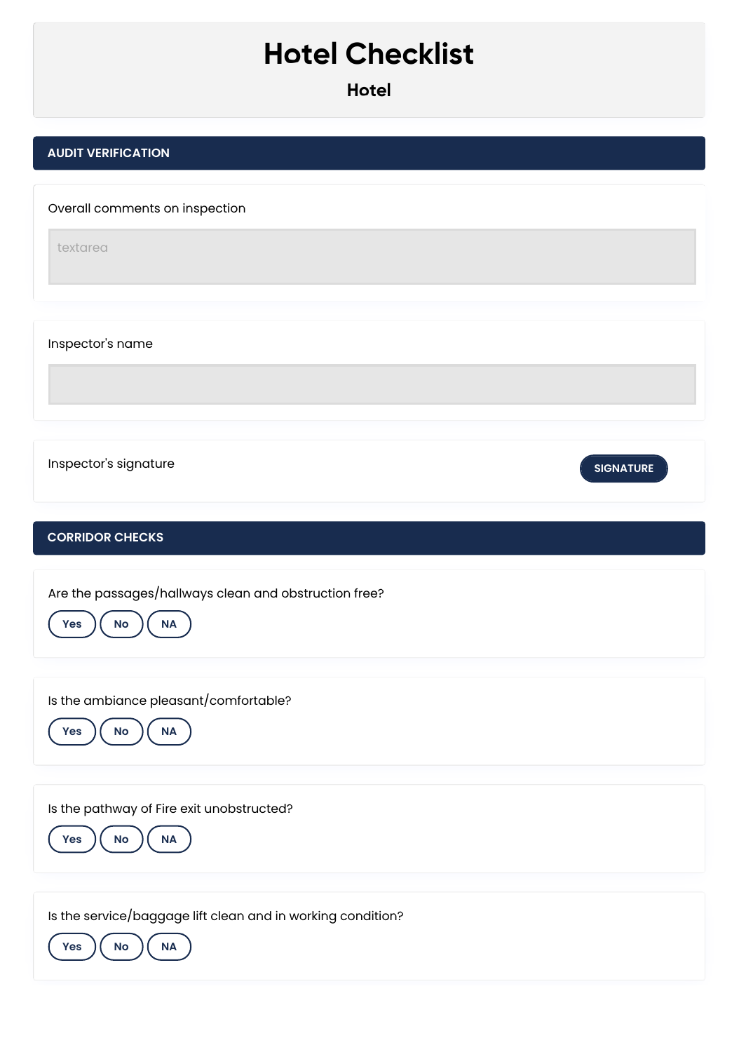# Hotel Checklist

## Hotel

## AUDIT VERIFICATION

Overall comments on inspection

textarea

Inspector's name

Inspector's signature

SIGNATURE

## CORRIDOR CHECKS

Are the passages/hallways clean and obstruction free?

Yes | No | NA

Is the ambiance pleasant/comfortable?

Yes | No | NA

Is the pathway of Fire exit unobstructed?

Yes | No | NA

Is the service/baggage lift clean and in working condition?

Yes | No | NA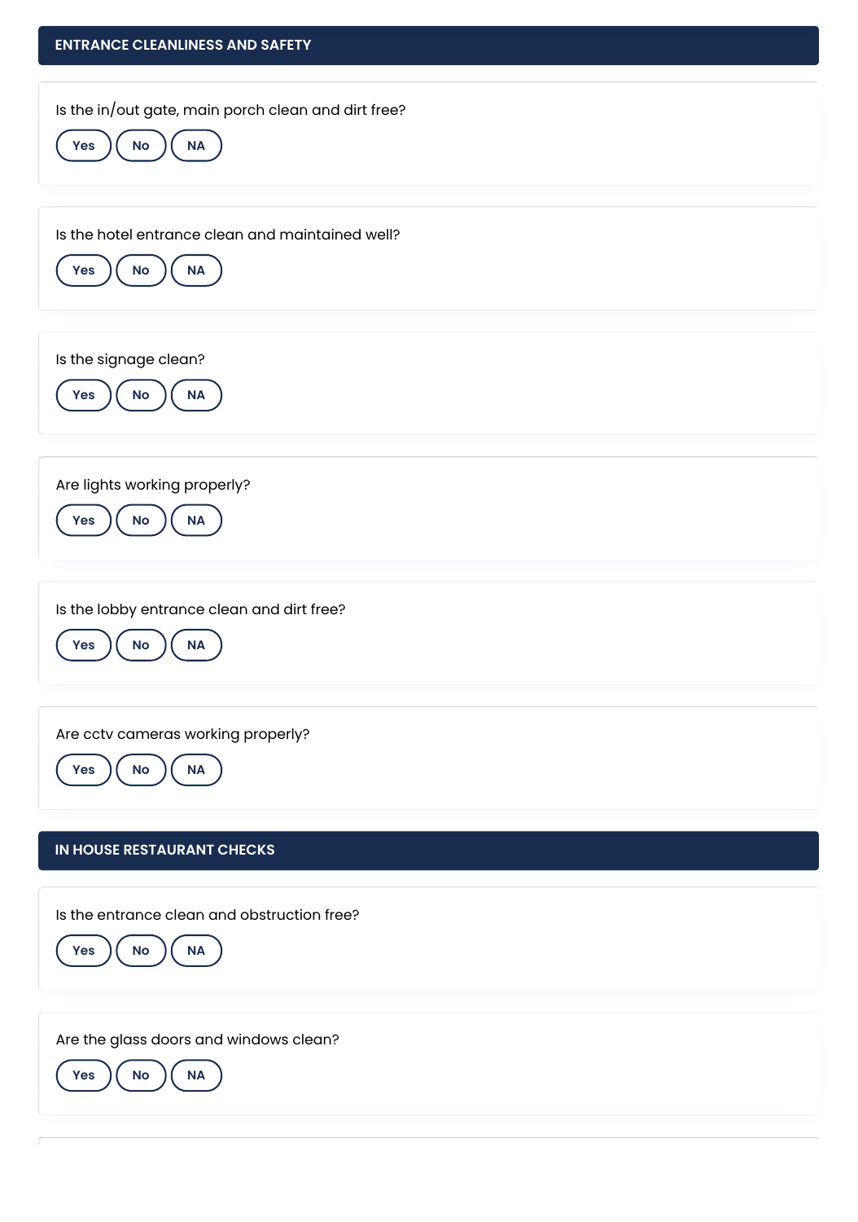## ENTRANCE CLEANLINESS AND SAFETY

Is the in/out gate, main porch clean and dirt free?

Yes No NA

Is the hotel entrance clean and maintained well?

Yes No NA

Is the signage clean?

Yes No NA

Are lights working properly?

Yes No NA

Is the lobby entrance clean and dirt free?

Yes No NA

Are cctv cameras working properly?

Yes No NA

## IN HOUSE RESTAURANT CHECKS

Is the entrance clean and obstruction free?

Yes No NA

Are the glass doors and windows clean?

Yes No NA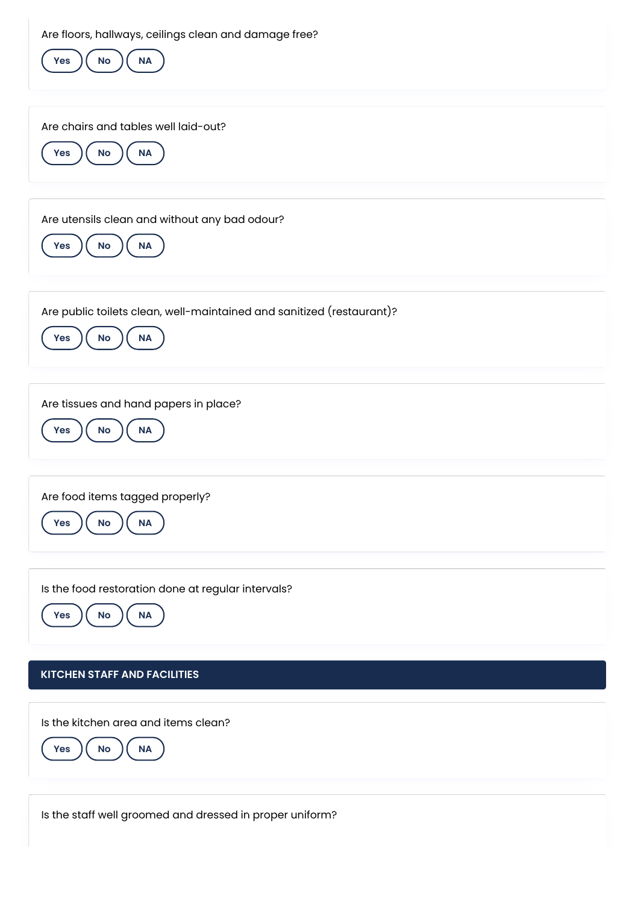Are floors, hallways, ceilings clean and damage free?

Yes No NA

Are chairs and tables well laid-out?

Yes No NA

Are utensils clean and without any bad odour?

Yes No NA

Are public toilets clean, well-maintained and sanitized (restaurant)?

Yes No NA

Are tissues and hand papers in place?

Yes No NA

Are food items tagged properly?

Yes No NA

Is the food restoration done at regular intervals?

Yes No NA

## KITCHEN STAFF AND FACILITIES

Is the kitchen area and items clean?

Yes No NA

Is the staff well groomed and dressed in proper uniform?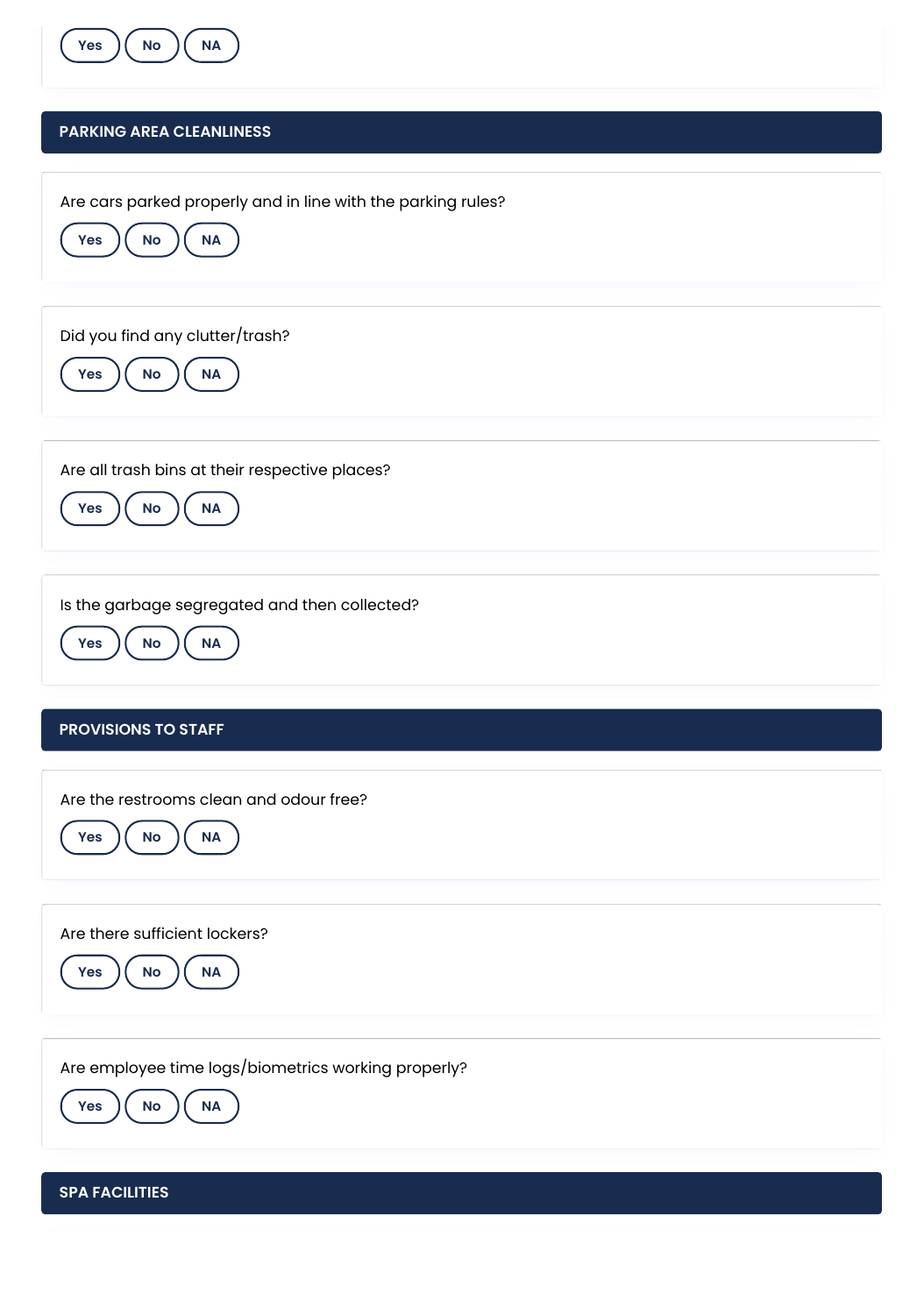Yes No NA

## PARKING AREA CLEANLINESS

Are cars parked properly and in line with the parking rules?

Yes No NA

Did you find any clutter/trash?

Yes No NA

Are all trash bins at their respective places?

Yes No NA

Is the garbage segregated and then collected?

Yes No NA

## PROVISIONS TO STAFF

Are the restrooms clean and odour free?

Yes No NA

Are there sufficient lockers?

Yes No NA

Are employee time logs/biometrics working properly?

Yes No NA

## SPA FACILITIES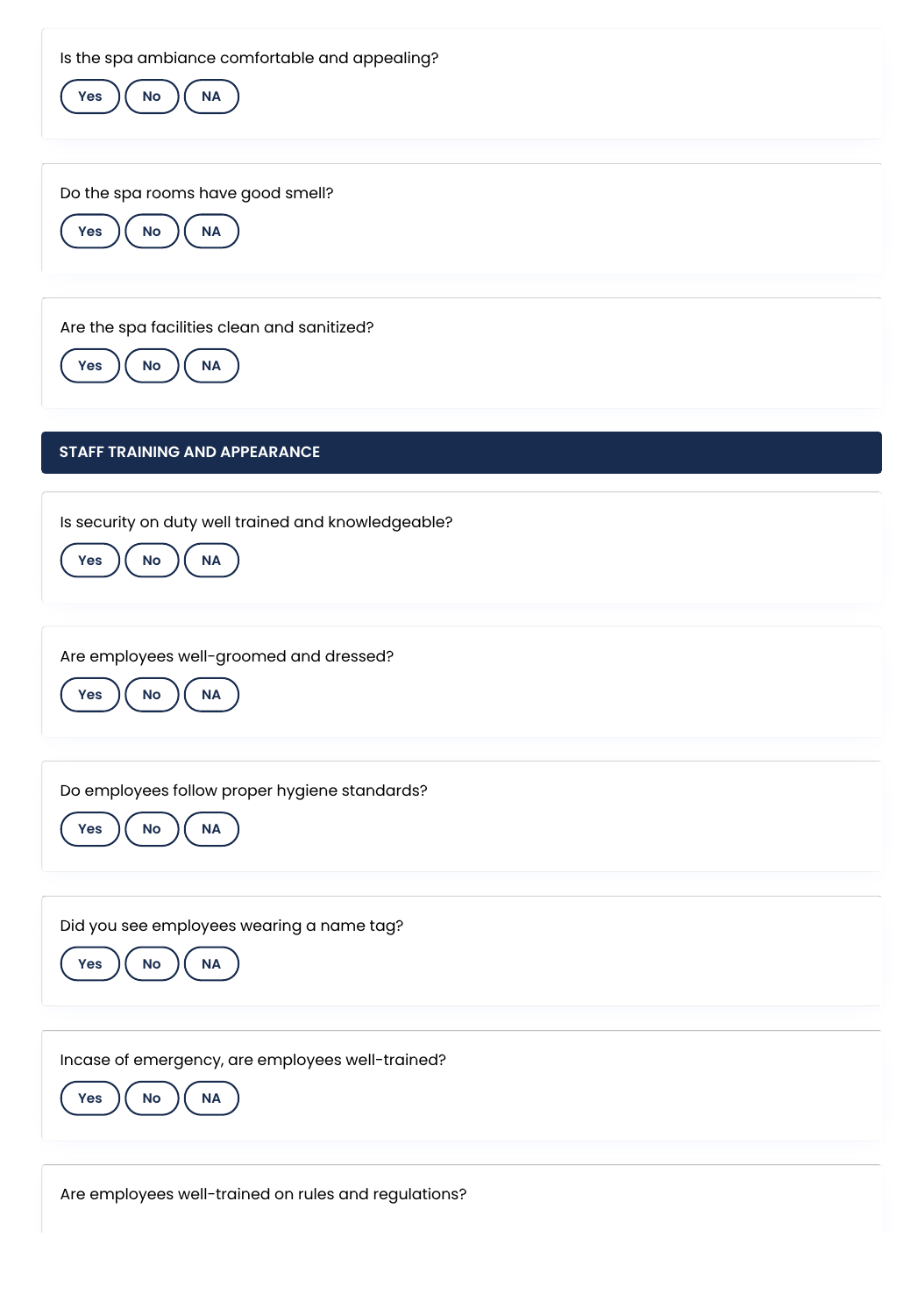Is the spa ambiance comfortable and appealing?

Yes No NA

Do the spa rooms have good smell?

Yes No NA

Are the spa facilities clean and sanitized?

Yes No NA

## STAFF TRAINING AND APPEARANCE

Is security on duty well trained and knowledgeable?

Yes No NA

Are employees well-groomed and dressed?

Yes No NA

Do employees follow proper hygiene standards?

Yes No NA

Did you see employees wearing a name tag?

Yes No NA

Incase of emergency, are employees well-trained?

Yes No NA

Are employees well-trained on rules and regulations?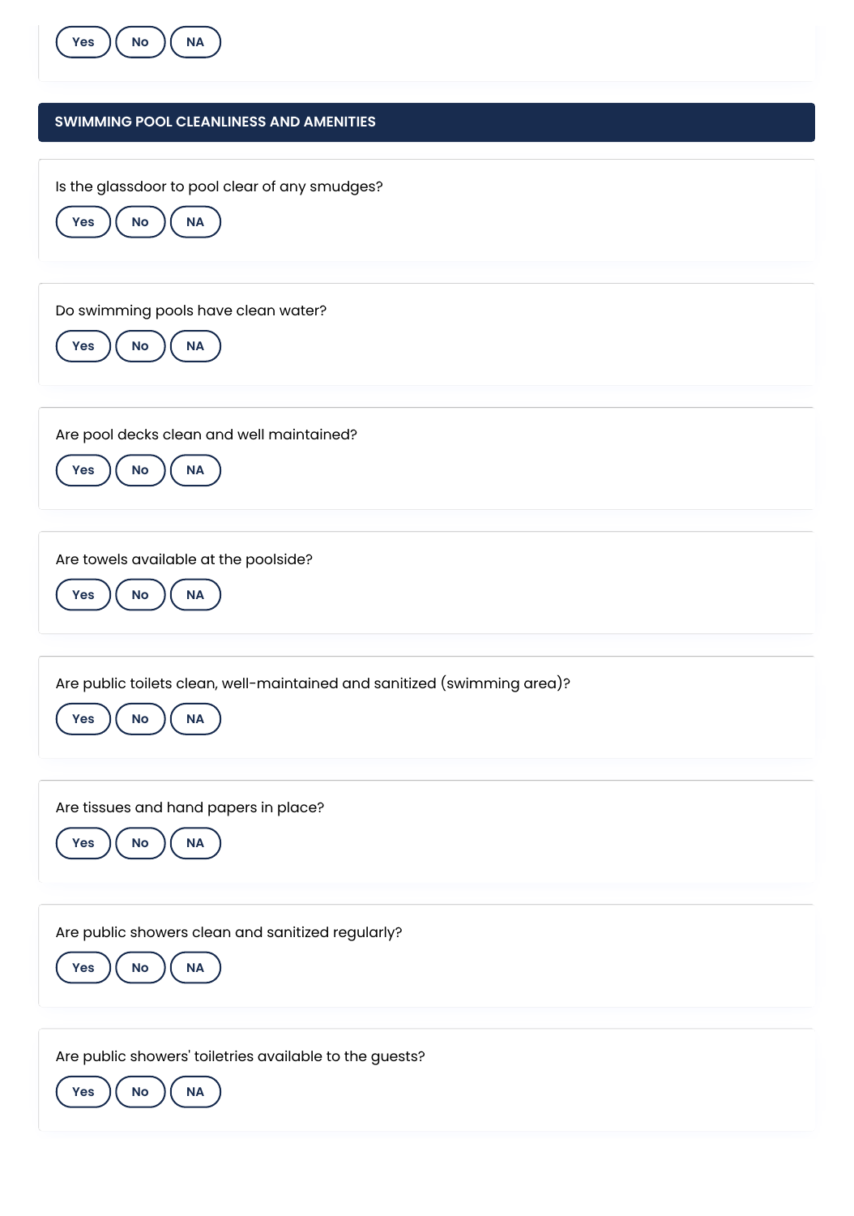Yes No NA

## SWIMMING POOL CLEANLINESS AND AMENITIES

Is the glassdoor to pool clear of any smudges?

Yes No NA

Do swimming pools have clean water?

Yes No NA

Are pool decks clean and well maintained?

Yes No NA

Are towels available at the poolside?

Yes No NA

Are public toilets clean, well-maintained and sanitized (swimming area)?

Yes No NA

Are tissues and hand papers in place?

Yes No NA

Are public showers clean and sanitized regularly?

Yes No NA

Are public showers' toiletries available to the guests?

Yes No NA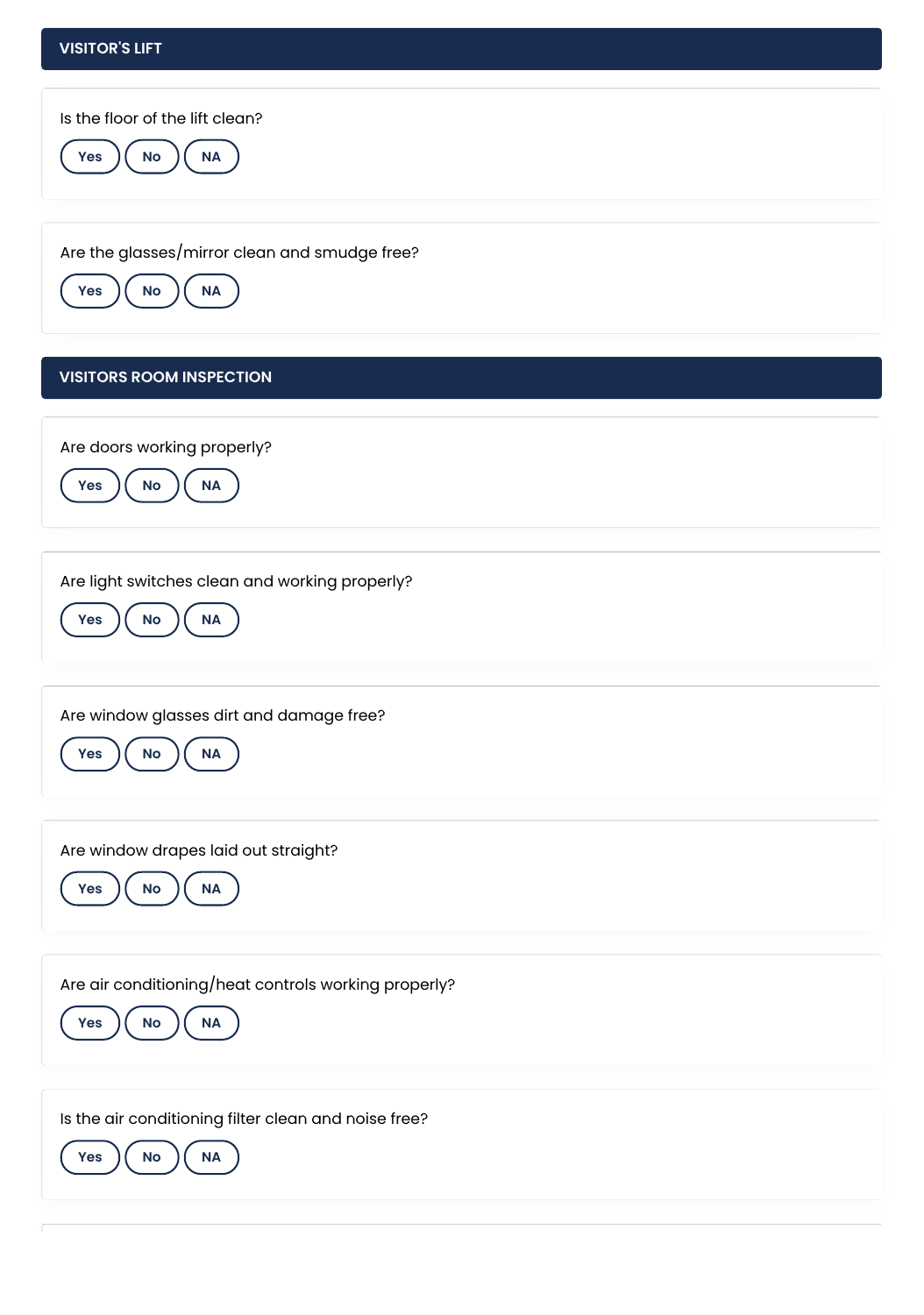## VISITOR'S LIFT

Is the floor of the lift clean?

Yes No NA

Are the glasses/mirror clean and smudge free?

Yes No NA

## VISITORS ROOM INSPECTION

Are doors working properly?

Yes No NA

Are light switches clean and working properly?

Yes No NA

Are window glasses dirt and damage free?

Yes No NA

Are window drapes laid out straight?

Yes No NA

Are air conditioning/heat controls working properly?

Yes No NA

Is the air conditioning filter clean and noise free?

Yes No NA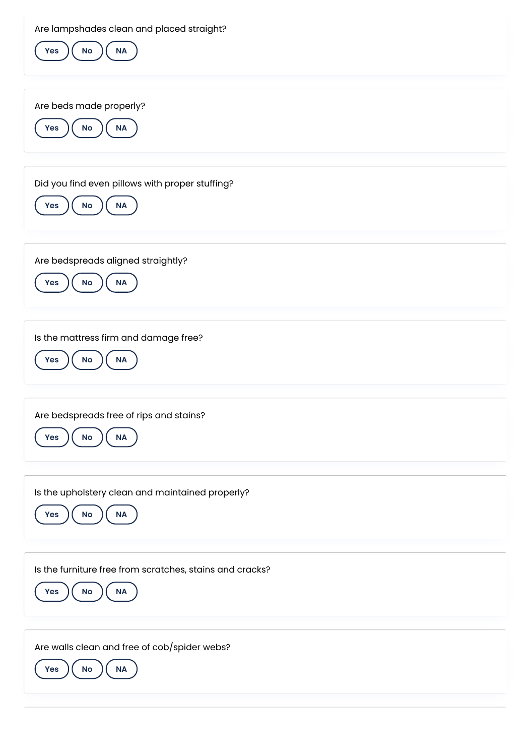Are lampshades clean and placed straight?

Yes No NA

Are beds made properly?

Yes No NA

Did you find even pillows with proper stuffing?

Yes No NA

Are bedspreads aligned straightly?

Yes No NA

Is the mattress firm and damage free?

Yes No NA

Are bedspreads free of rips and stains?

Yes No NA

Is the upholstery clean and maintained properly?

Yes No NA

Is the furniture free from scratches, stains and cracks?

Yes No NA

Are walls clean and free of cob/spider webs?

Yes No NA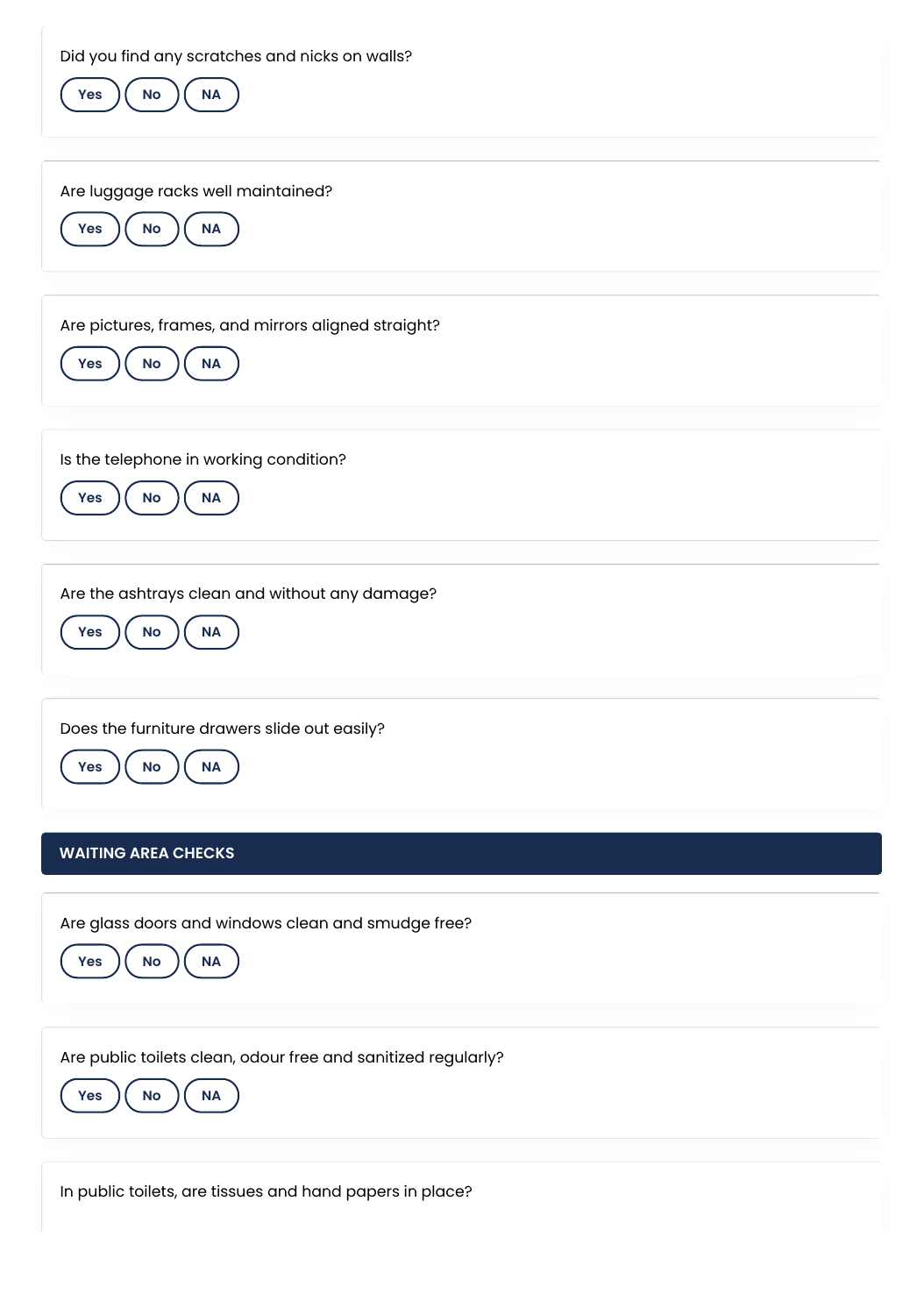Did you find any scratches and nicks on walls?

Yes No NA

Are luggage racks well maintained?

Yes No NA

Are pictures, frames, and mirrors aligned straight?

Yes No NA

Is the telephone in working condition?

Yes No NA

Are the ashtrays clean and without any damage?

Yes No NA

Does the furniture drawers slide out easily?

Yes No NA

## WAITING AREA CHECKS

Are glass doors and windows clean and smudge free?

Yes No NA

Are public toilets clean, odour free and sanitized regularly?

Yes No NA

In public toilets, are tissues and hand papers in place?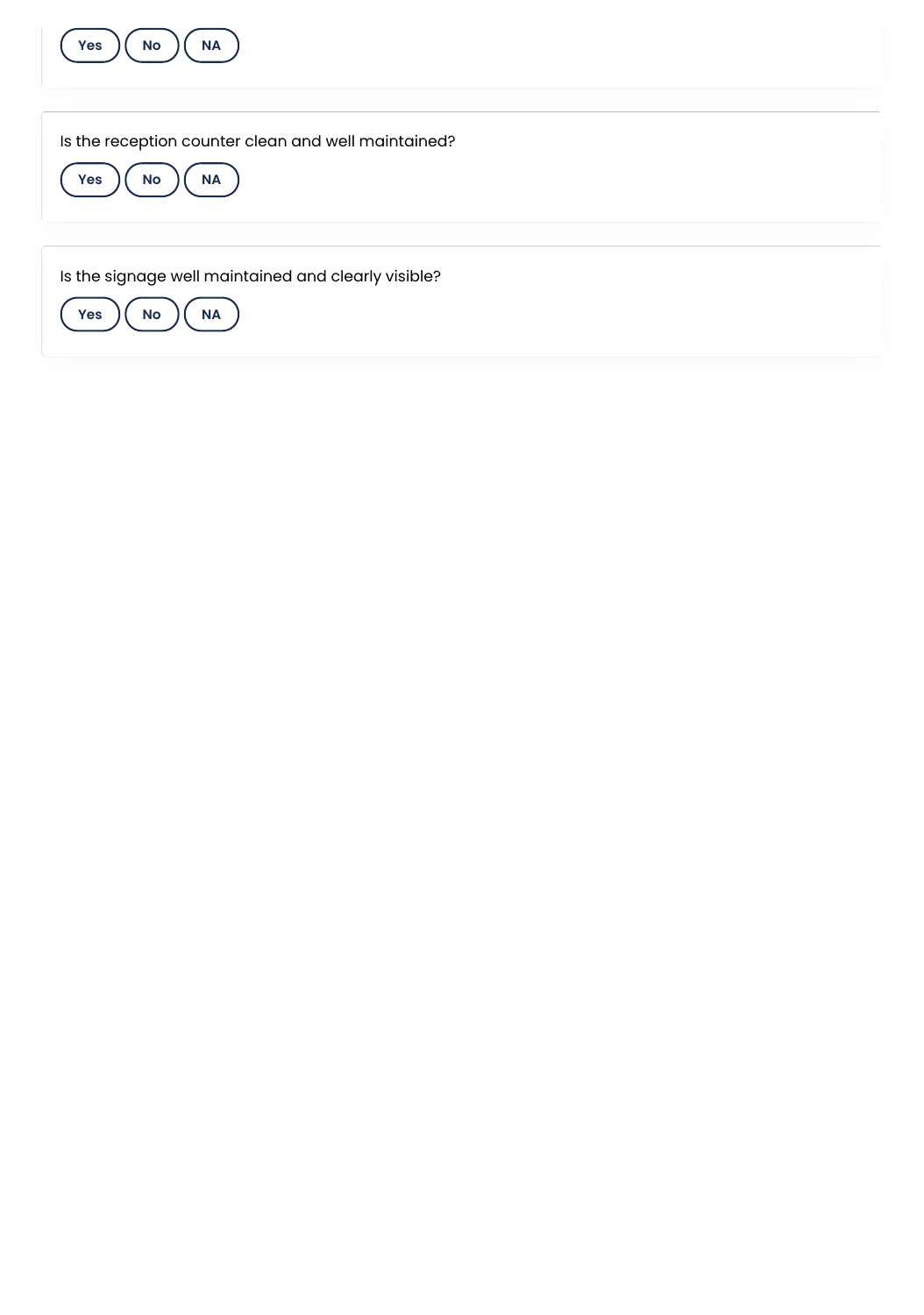Yes No NA

Is the reception counter clean and well maintained?

Yes No NA

Is the signage well maintained and clearly visible?

Yes No NA